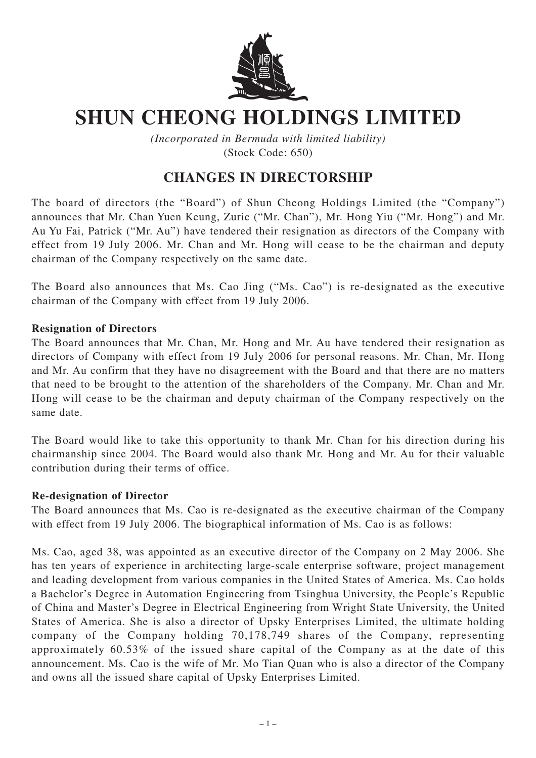# SHUN CHEONG HOLDINGS LIMITED

*(Incorporated in Bermuda with limited liability)*
(Stock Code: 650)

## CHANGES IN DIRECTORSHIP

The board of directors (the "Board") of Shun Cheong Holdings Limited (the "Company") announces that Mr. Chan Yuen Keung, Zuric ("Mr. Chan"), Mr. Hong Yiu ("Mr. Hong") and Mr. Au Yu Fai, Patrick ("Mr. Au") have tendered their resignation as directors of the Company with effect from 19 July 2006. Mr. Chan and Mr. Hong will cease to be the chairman and deputy chairman of the Company respectively on the same date.

The Board also announces that Ms. Cao Jing ("Ms. Cao") is re-designated as the executive chairman of the Company with effect from 19 July 2006.

**Resignation of Directors**

The Board announces that Mr. Chan, Mr. Hong and Mr. Au have tendered their resignation as directors of Company with effect from 19 July 2006 for personal reasons. Mr. Chan, Mr. Hong and Mr. Au confirm that they have no disagreement with the Board and that there are no matters that need to be brought to the attention of the shareholders of the Company. Mr. Chan and Mr. Hong will cease to be the chairman and deputy chairman of the Company respectively on the same date.

The Board would like to take this opportunity to thank Mr. Chan for his direction during his chairmanship since 2004. The Board would also thank Mr. Hong and Mr. Au for their valuable contribution during their terms of office.

**Re-designation of Director**

The Board announces that Ms. Cao is re-designated as the executive chairman of the Company with effect from 19 July 2006. The biographical information of Ms. Cao is as follows:

Ms. Cao, aged 38, was appointed as an executive director of the Company on 2 May 2006. She has ten years of experience in architecting large-scale enterprise software, project management and leading development from various companies in the United States of America. Ms. Cao holds a Bachelor's Degree in Automation Engineering from Tsinghua University, the People's Republic of China and Master's Degree in Electrical Engineering from Wright State University, the United States of America. She is also a director of Upsky Enterprises Limited, the ultimate holding company of the Company holding 70,178,749 shares of the Company, representing approximately 60.53% of the issued share capital of the Company as at the date of this announcement. Ms. Cao is the wife of Mr. Mo Tian Quan who is also a director of the Company and owns all the issued share capital of Upsky Enterprises Limited.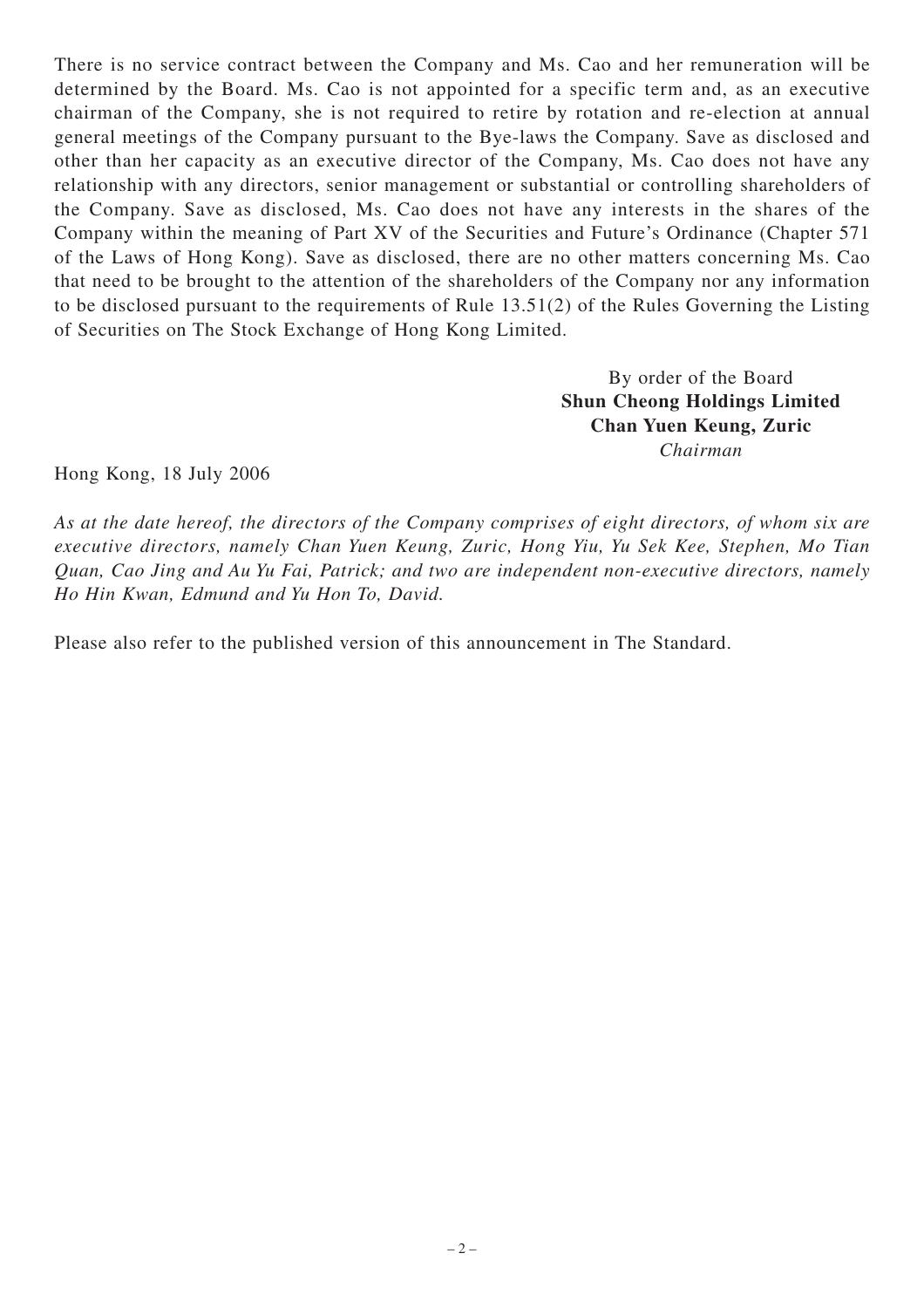There is no service contract between the Company and Ms. Cao and her remuneration will be determined by the Board. Ms. Cao is not appointed for a specific term and, as an executive chairman of the Company, she is not required to retire by rotation and re-election at annual general meetings of the Company pursuant to the Bye-laws the Company. Save as disclosed and other than her capacity as an executive director of the Company, Ms. Cao does not have any relationship with any directors, senior management or substantial or controlling shareholders of the Company. Save as disclosed, Ms. Cao does not have any interests in the shares of the Company within the meaning of Part XV of the Securities and Future's Ordinance (Chapter 571 of the Laws of Hong Kong). Save as disclosed, there are no other matters concerning Ms. Cao that need to be brought to the attention of the shareholders of the Company nor any information to be disclosed pursuant to the requirements of Rule 13.51(2) of the Rules Governing the Listing of Securities on The Stock Exchange of Hong Kong Limited.

By order of the Board
**Shun Cheong Holdings Limited**
**Chan Yuen Keung, Zuric**
*Chairman*

Hong Kong, 18 July 2006

*As at the date hereof, the directors of the Company comprises of eight directors, of whom six are executive directors, namely Chan Yuen Keung, Zuric, Hong Yiu, Yu Sek Kee, Stephen, Mo Tian Quan, Cao Jing and Au Yu Fai, Patrick; and two are independent non-executive directors, namely Ho Hin Kwan, Edmund and Yu Hon To, David.*

Please also refer to the published version of this announcement in The Standard.